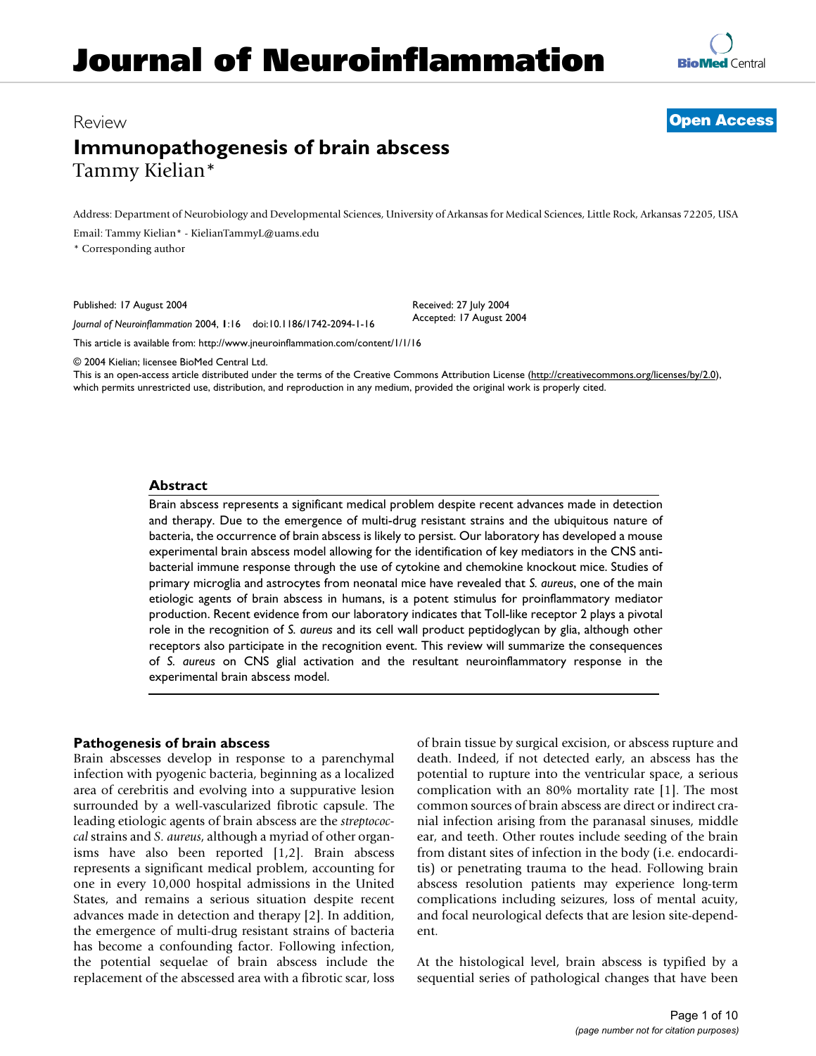# Journal of Neuroinflammation

Review

**Open Access**

## Immunopathogenesis of brain abscess

Tammy Kielian*

Address: Department of Neurobiology and Developmental Sciences, University of Arkansas for Medical Sciences, Little Rock, Arkansas 72205, USA

Email: Tammy Kielian* - KielianTammyL@uams.edu

* Corresponding author

Published: 17 August 2004

*Journal of Neuroinflammation* 2004, **1**:16 doi:10.1186/1742-2094-1-16

Received: 27 July 2004
Accepted: 17 August 2004

This article is available from: http://www.jneuroinflammation.com/content/1/1/16

© 2004 Kielian; licensee BioMed Central Ltd.
This is an open-access article distributed under the terms of the Creative Commons Attribution License (http://creativecommons.org/licenses/by/2.0), which permits unrestricted use, distribution, and reproduction in any medium, provided the original work is properly cited.

### Abstract

Brain abscess represents a significant medical problem despite recent advances made in detection and therapy. Due to the emergence of multi-drug resistant strains and the ubiquitous nature of bacteria, the occurrence of brain abscess is likely to persist. Our laboratory has developed a mouse experimental brain abscess model allowing for the identification of key mediators in the CNS anti-bacterial immune response through the use of cytokine and chemokine knockout mice. Studies of primary microglia and astrocytes from neonatal mice have revealed that *S. aureus*, one of the main etiologic agents of brain abscess in humans, is a potent stimulus for proinflammatory mediator production. Recent evidence from our laboratory indicates that Toll-like receptor 2 plays a pivotal role in the recognition of *S. aureus* and its cell wall product peptidoglycan by glia, although other receptors also participate in the recognition event. This review will summarize the consequences of *S. aureus* on CNS glial activation and the resultant neuroinflammatory response in the experimental brain abscess model.

### Pathogenesis of brain abscess

Brain abscesses develop in response to a parenchymal infection with pyogenic bacteria, beginning as a localized area of cerebritis and evolving into a suppurative lesion surrounded by a well-vascularized fibrotic capsule. The leading etiologic agents of brain abscess are the *streptococcal* strains and *S. aureus*, although a myriad of other organisms have also been reported [1,2]. Brain abscess represents a significant medical problem, accounting for one in every 10,000 hospital admissions in the United States, and remains a serious situation despite recent advances made in detection and therapy [2]. In addition, the emergence of multi-drug resistant strains of bacteria has become a confounding factor. Following infection, the potential sequelae of brain abscess include the replacement of the abscessed area with a fibrotic scar, loss of brain tissue by surgical excision, or abscess rupture and death. Indeed, if not detected early, an abscess has the potential to rupture into the ventricular space, a serious complication with an 80% mortality rate [1]. The most common sources of brain abscess are direct or indirect cranial infection arising from the paranasal sinuses, middle ear, and teeth. Other routes include seeding of the brain from distant sites of infection in the body (i.e. endocarditis) or penetrating trauma to the head. Following brain abscess resolution patients may experience long-term complications including seizures, loss of mental acuity, and focal neurological defects that are lesion site-dependent.

At the histological level, brain abscess is typified by a sequential series of pathological changes that have been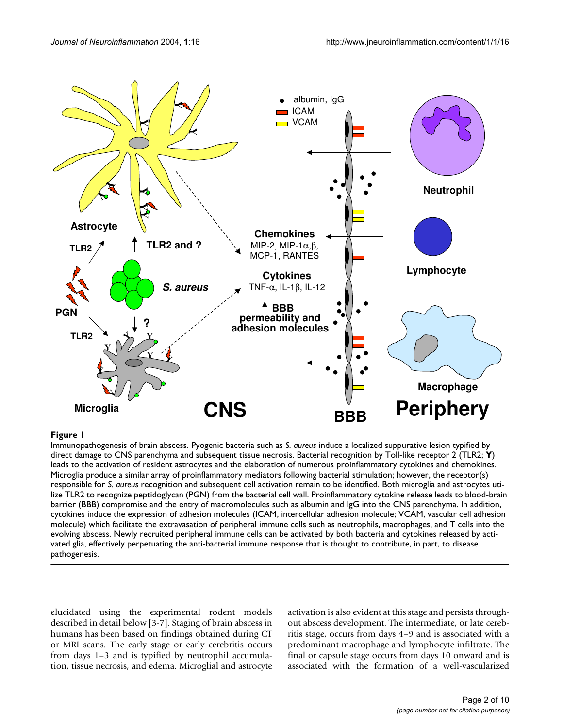**Figure 1**

Immunopathogenesis of brain abscess. Pyogenic bacteria such as *S. aureus* induce a localized suppurative lesion typified by direct damage to CNS parenchyma and subsequent tissue necrosis. Bacterial recognition by Toll-like receptor 2 (TLR2; **Y**) leads to the activation of resident astrocytes and the elaboration of numerous proinflammatory cytokines and chemokines. Microglia produce a similar array of proinflammatory mediators following bacterial stimulation; however, the receptor(s) responsible for *S. aureus* recognition and subsequent cell activation remain to be identified. Both microglia and astrocytes utilize TLR2 to recognize peptidoglycan (PGN) from the bacterial cell wall. Proinflammatory cytokine release leads to blood-brain barrier (BBB) compromise and the entry of macromolecules such as albumin and IgG into the CNS parenchyma. In addition, cytokines induce the expression of adhesion molecules (ICAM, intercellular adhesion molecule; VCAM, vascular cell adhesion molecule) which facilitate the extravasation of peripheral immune cells such as neutrophils, macrophages, and T cells into the evolving abscess. Newly recruited peripheral immune cells can be activated by both bacteria and cytokines released by activated glia, effectively perpetuating the anti-bacterial immune response that is thought to contribute, in part, to disease pathogenesis.

elucidated using the experimental rodent models described in detail below [3-7]. Staging of brain abscess in humans has been based on findings obtained during CT or MRI scans. The early stage or early cerebritis occurs from days 1–3 and is typified by neutrophil accumulation, tissue necrosis, and edema. Microglial and astrocyte activation is also evident at this stage and persists throughout abscess development. The intermediate, or late cerebritis stage, occurs from days 4–9 and is associated with a predominant macrophage and lymphocyte infiltrate. The final or capsule stage occurs from days 10 onward and is associated with the formation of a well-vascularized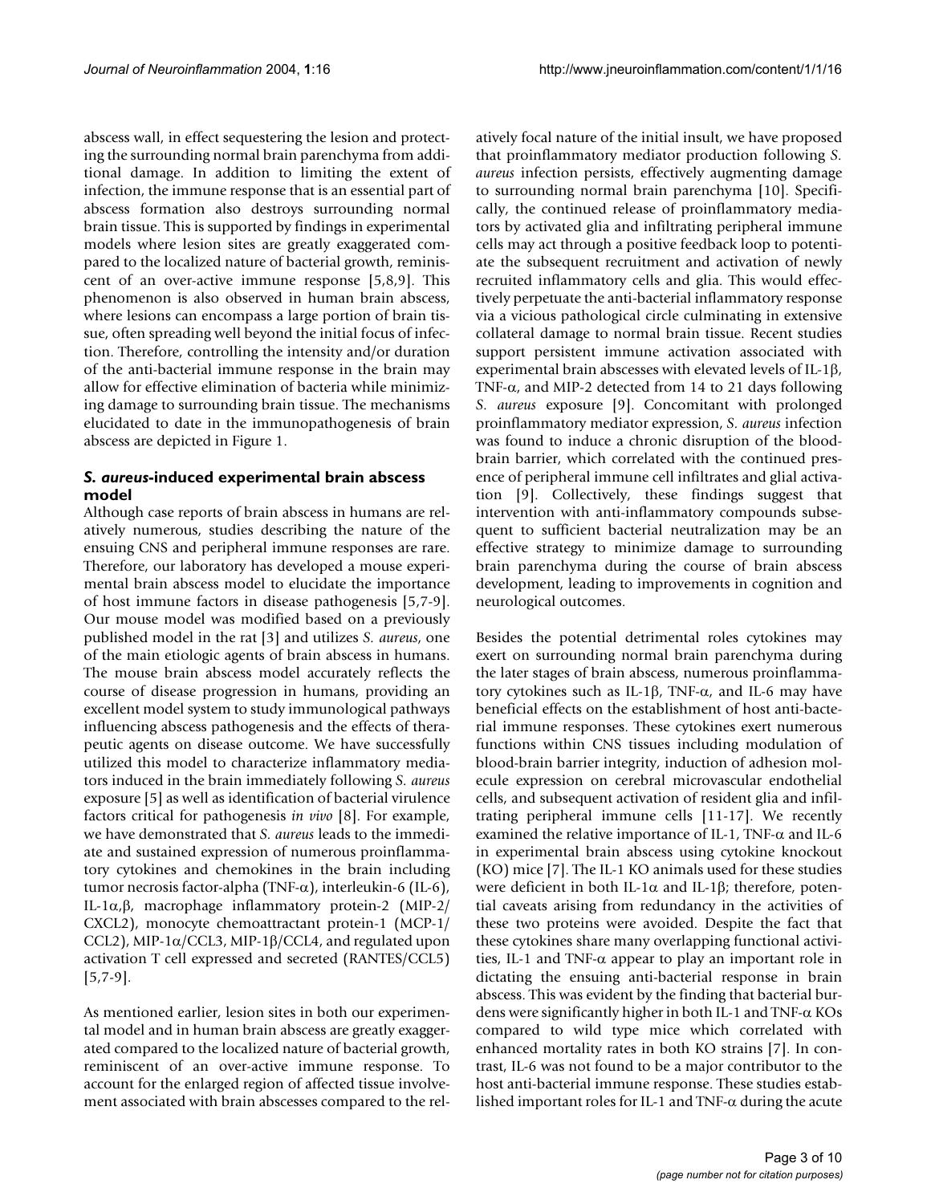abscess wall, in effect sequestering the lesion and protecting the surrounding normal brain parenchyma from additional damage. In addition to limiting the extent of infection, the immune response that is an essential part of abscess formation also destroys surrounding normal brain tissue. This is supported by findings in experimental models where lesion sites are greatly exaggerated compared to the localized nature of bacterial growth, reminiscent of an over-active immune response [5,8,9]. This phenomenon is also observed in human brain abscess, where lesions can encompass a large portion of brain tissue, often spreading well beyond the initial focus of infection. Therefore, controlling the intensity and/or duration of the anti-bacterial immune response in the brain may allow for effective elimination of bacteria while minimizing damage to surrounding brain tissue. The mechanisms elucidated to date in the immunopathogenesis of brain abscess are depicted in Figure 1.

### *S. aureus*-induced experimental brain abscess model

Although case reports of brain abscess in humans are relatively numerous, studies describing the nature of the ensuing CNS and peripheral immune responses are rare. Therefore, our laboratory has developed a mouse experimental brain abscess model to elucidate the importance of host immune factors in disease pathogenesis [5,7-9]. Our mouse model was modified based on a previously published model in the rat [3] and utilizes *S. aureus*, one of the main etiologic agents of brain abscess in humans. The mouse brain abscess model accurately reflects the course of disease progression in humans, providing an excellent model system to study immunological pathways influencing abscess pathogenesis and the effects of therapeutic agents on disease outcome. We have successfully utilized this model to characterize inflammatory mediators induced in the brain immediately following *S. aureus* exposure [5] as well as identification of bacterial virulence factors critical for pathogenesis *in vivo* [8]. For example, we have demonstrated that *S. aureus* leads to the immediate and sustained expression of numerous proinflammatory cytokines and chemokines in the brain including tumor necrosis factor-alpha (TNF-α), interleukin-6 (IL-6), IL-1α,β, macrophage inflammatory protein-2 (MIP-2/CXCL2), monocyte chemoattractant protein-1 (MCP-1/CCL2), MIP-1α/CCL3, MIP-1β/CCL4, and regulated upon activation T cell expressed and secreted (RANTES/CCL5) [5,7-9].

As mentioned earlier, lesion sites in both our experimental model and in human brain abscess are greatly exaggerated compared to the localized nature of bacterial growth, reminiscent of an over-active immune response. To account for the enlarged region of affected tissue involvement associated with brain abscesses compared to the relatively focal nature of the initial insult, we have proposed that proinflammatory mediator production following *S. aureus* infection persists, effectively augmenting damage to surrounding normal brain parenchyma [10]. Specifically, the continued release of proinflammatory mediators by activated glia and infiltrating peripheral immune cells may act through a positive feedback loop to potentiate the subsequent recruitment and activation of newly recruited inflammatory cells and glia. This would effectively perpetuate the anti-bacterial inflammatory response via a vicious pathological circle culminating in extensive collateral damage to normal brain tissue. Recent studies support persistent immune activation associated with experimental brain abscesses with elevated levels of IL-1β, TNF-α, and MIP-2 detected from 14 to 21 days following *S. aureus* exposure [9]. Concomitant with prolonged proinflammatory mediator expression, *S. aureus* infection was found to induce a chronic disruption of the blood-brain barrier, which correlated with the continued presence of peripheral immune cell infiltrates and glial activation [9]. Collectively, these findings suggest that intervention with anti-inflammatory compounds subsequent to sufficient bacterial neutralization may be an effective strategy to minimize damage to surrounding brain parenchyma during the course of brain abscess development, leading to improvements in cognition and neurological outcomes.

Besides the potential detrimental roles cytokines may exert on surrounding normal brain parenchyma during the later stages of brain abscess, numerous proinflammatory cytokines such as IL-1β, TNF-α, and IL-6 may have beneficial effects on the establishment of host anti-bacterial immune responses. These cytokines exert numerous functions within CNS tissues including modulation of blood-brain barrier integrity, induction of adhesion molecule expression on cerebral microvascular endothelial cells, and subsequent activation of resident glia and infiltrating peripheral immune cells [11-17]. We recently examined the relative importance of IL-1, TNF-α and IL-6 in experimental brain abscess using cytokine knockout (KO) mice [7]. The IL-1 KO animals used for these studies were deficient in both IL-1α and IL-1β; therefore, potential caveats arising from redundancy in the activities of these two proteins were avoided. Despite the fact that these cytokines share many overlapping functional activities, IL-1 and TNF-α appear to play an important role in dictating the ensuing anti-bacterial response in brain abscess. This was evident by the finding that bacterial burdens were significantly higher in both IL-1 and TNF-α KOs compared to wild type mice which correlated with enhanced mortality rates in both KO strains [7]. In contrast, IL-6 was not found to be a major contributor to the host anti-bacterial immune response. These studies established important roles for IL-1 and TNF-α during the acute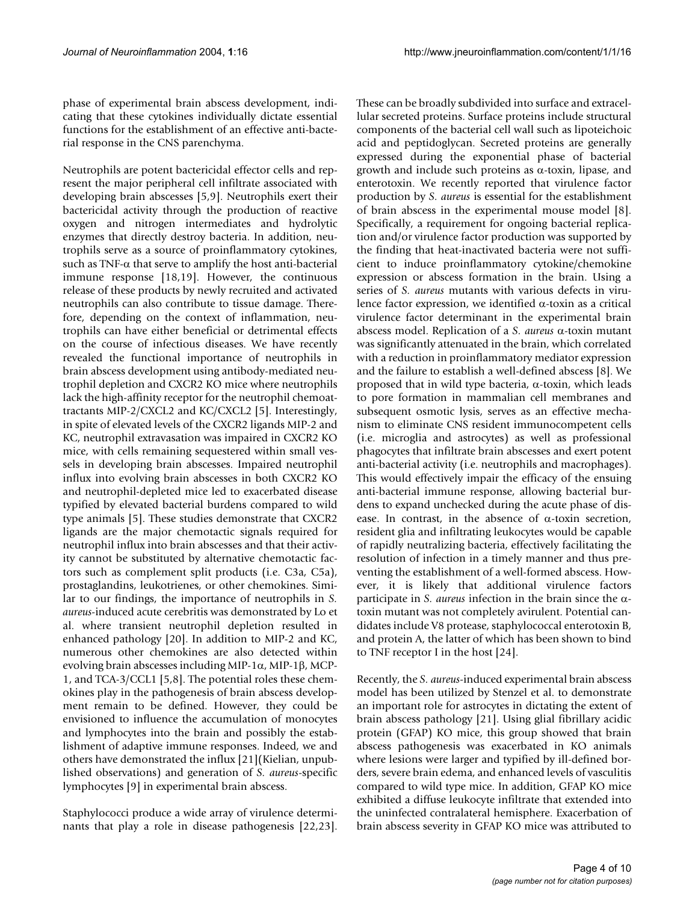phase of experimental brain abscess development, indicating that these cytokines individually dictate essential functions for the establishment of an effective anti-bacterial response in the CNS parenchyma.

Neutrophils are potent bactericidal effector cells and represent the major peripheral cell infiltrate associated with developing brain abscesses [5,9]. Neutrophils exert their bactericidal activity through the production of reactive oxygen and nitrogen intermediates and hydrolytic enzymes that directly destroy bacteria. In addition, neutrophils serve as a source of proinflammatory cytokines, such as TNF-$\alpha$ that serve to amplify the host anti-bacterial immune response [18,19]. However, the continuous release of these products by newly recruited and activated neutrophils can also contribute to tissue damage. Therefore, depending on the context of inflammation, neutrophils can have either beneficial or detrimental effects on the course of infectious diseases. We have recently revealed the functional importance of neutrophils in brain abscess development using antibody-mediated neutrophil depletion and CXCR2 KO mice where neutrophils lack the high-affinity receptor for the neutrophil chemoattractants MIP-2/CXCL2 and KC/CXCL2 [5]. Interestingly, in spite of elevated levels of the CXCR2 ligands MIP-2 and KC, neutrophil extravasation was impaired in CXCR2 KO mice, with cells remaining sequestered within small vessels in developing brain abscesses. Impaired neutrophil influx into evolving brain abscesses in both CXCR2 KO and neutrophil-depleted mice led to exacerbated disease typified by elevated bacterial burdens compared to wild type animals [5]. These studies demonstrate that CXCR2 ligands are the major chemotactic signals required for neutrophil influx into brain abscesses and that their activity cannot be substituted by alternative chemotactic factors such as complement split products (i.e. C3a, C5a), prostaglandins, leukotrienes, or other chemokines. Similar to our findings, the importance of neutrophils in *S. aureus*-induced acute cerebritis was demonstrated by Lo et al. where transient neutrophil depletion resulted in enhanced pathology [20]. In addition to MIP-2 and KC, numerous other chemokines are also detected within evolving brain abscesses including MIP-1$\alpha$, MIP-1$\beta$, MCP-1, and TCA-3/CCL1 [5,8]. The potential roles these chemokines play in the pathogenesis of brain abscess development remain to be defined. However, they could be envisioned to influence the accumulation of monocytes and lymphocytes into the brain and possibly the establishment of adaptive immune responses. Indeed, we and others have demonstrated the influx [21](Kielian, unpublished observations) and generation of *S. aureus*-specific lymphocytes [9] in experimental brain abscess.

Staphylococci produce a wide array of virulence determinants that play a role in disease pathogenesis [22,23]. These can be broadly subdivided into surface and extracellular secreted proteins. Surface proteins include structural components of the bacterial cell wall such as lipoteichoic acid and peptidoglycan. Secreted proteins are generally expressed during the exponential phase of bacterial growth and include such proteins as $\alpha$-toxin, lipase, and enterotoxin. We recently reported that virulence factor production by *S. aureus* is essential for the establishment of brain abscess in the experimental mouse model [8]. Specifically, a requirement for ongoing bacterial replication and/or virulence factor production was supported by the finding that heat-inactivated bacteria were not sufficient to induce proinflammatory cytokine/chemokine expression or abscess formation in the brain. Using a series of *S. aureus* mutants with various defects in virulence factor expression, we identified $\alpha$-toxin as a critical virulence factor determinant in the experimental brain abscess model. Replication of a *S. aureus* $\alpha$-toxin mutant was significantly attenuated in the brain, which correlated with a reduction in proinflammatory mediator expression and the failure to establish a well-defined abscess [8]. We proposed that in wild type bacteria, $\alpha$-toxin, which leads to pore formation in mammalian cell membranes and subsequent osmotic lysis, serves as an effective mechanism to eliminate CNS resident immunocompetent cells (i.e. microglia and astrocytes) as well as professional phagocytes that infiltrate brain abscesses and exert potent anti-bacterial activity (i.e. neutrophils and macrophages). This would effectively impair the efficacy of the ensuing anti-bacterial immune response, allowing bacterial burdens to expand unchecked during the acute phase of disease. In contrast, in the absence of $\alpha$-toxin secretion, resident glia and infiltrating leukocytes would be capable of rapidly neutralizing bacteria, effectively facilitating the resolution of infection in a timely manner and thus preventing the establishment of a well-formed abscess. However, it is likely that additional virulence factors participate in *S. aureus* infection in the brain since the $\alpha$-toxin mutant was not completely avirulent. Potential candidates include V8 protease, staphylococcal enterotoxin B, and protein A, the latter of which has been shown to bind to TNF receptor I in the host [24].

Recently, the *S. aureus*-induced experimental brain abscess model has been utilized by Stenzel et al. to demonstrate an important role for astrocytes in dictating the extent of brain abscess pathology [21]. Using glial fibrillary acidic protein (GFAP) KO mice, this group showed that brain abscess pathogenesis was exacerbated in KO animals where lesions were larger and typified by ill-defined borders, severe brain edema, and enhanced levels of vasculitis compared to wild type mice. In addition, GFAP KO mice exhibited a diffuse leukocyte infiltrate that extended into the uninfected contralateral hemisphere. Exacerbation of brain abscess severity in GFAP KO mice was attributed to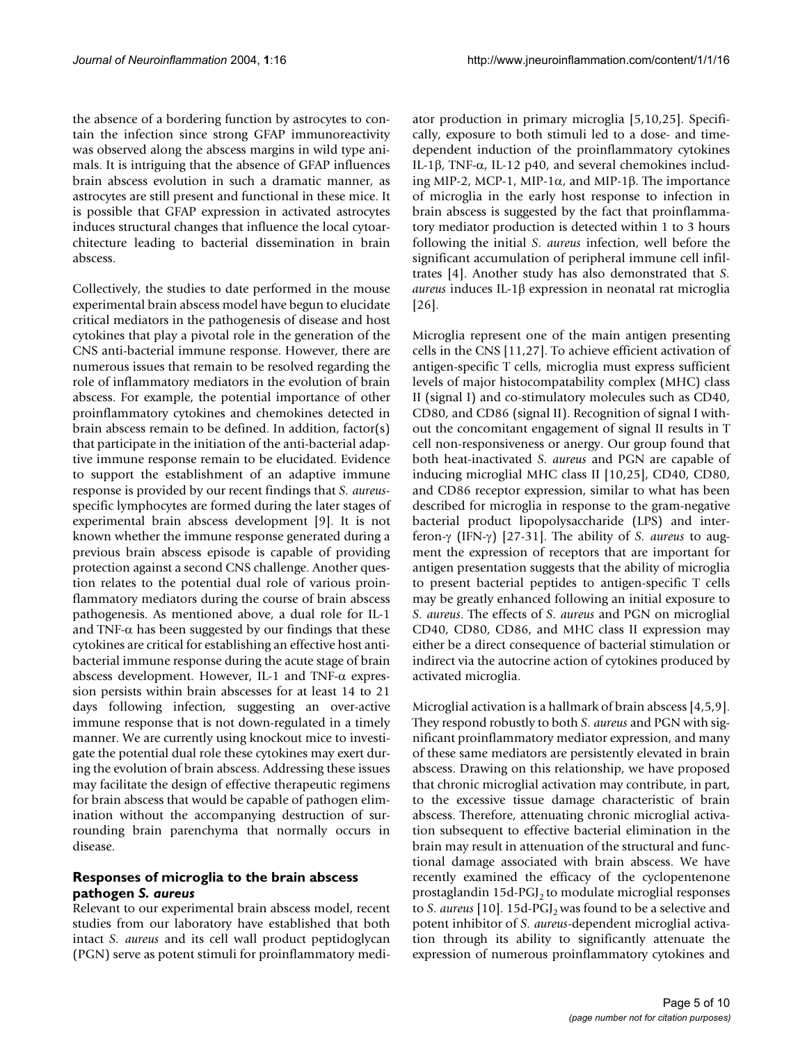the absence of a bordering function by astrocytes to contain the infection since strong GFAP immunoreactivity was observed along the abscess margins in wild type animals. It is intriguing that the absence of GFAP influences brain abscess evolution in such a dramatic manner, as astrocytes are still present and functional in these mice. It is possible that GFAP expression in activated astrocytes induces structural changes that influence the local cytoarchitecture leading to bacterial dissemination in brain abscess.

Collectively, the studies to date performed in the mouse experimental brain abscess model have begun to elucidate critical mediators in the pathogenesis of disease and host cytokines that play a pivotal role in the generation of the CNS anti-bacterial immune response. However, there are numerous issues that remain to be resolved regarding the role of inflammatory mediators in the evolution of brain abscess. For example, the potential importance of other proinflammatory cytokines and chemokines detected in brain abscess remain to be defined. In addition, factor(s) that participate in the initiation of the anti-bacterial adaptive immune response remain to be elucidated. Evidence to support the establishment of an adaptive immune response is provided by our recent findings that *S. aureus*-specific lymphocytes are formed during the later stages of experimental brain abscess development [9]. It is not known whether the immune response generated during a previous brain abscess episode is capable of providing protection against a second CNS challenge. Another question relates to the potential dual role of various proinflammatory mediators during the course of brain abscess pathogenesis. As mentioned above, a dual role for IL-1 and TNF-α has been suggested by our findings that these cytokines are critical for establishing an effective host anti-bacterial immune response during the acute stage of brain abscess development. However, IL-1 and TNF-α expression persists within brain abscesses for at least 14 to 21 days following infection, suggesting an over-active immune response that is not down-regulated in a timely manner. We are currently using knockout mice to investigate the potential dual role these cytokines may exert during the evolution of brain abscess. Addressing these issues may facilitate the design of effective therapeutic regimens for brain abscess that would be capable of pathogen elimination without the accompanying destruction of surrounding brain parenchyma that normally occurs in disease.

## Responses of microglia to the brain abscess pathogen *S. aureus*

Relevant to our experimental brain abscess model, recent studies from our laboratory have established that both intact *S. aureus* and its cell wall product peptidoglycan (PGN) serve as potent stimuli for proinflammatory mediator production in primary microglia [5,10,25]. Specifically, exposure to both stimuli led to a dose- and time-dependent induction of the proinflammatory cytokines IL-1β, TNF-α, IL-12 p40, and several chemokines including MIP-2, MCP-1, MIP-1α, and MIP-1β. The importance of microglia in the early host response to infection in brain abscess is suggested by the fact that proinflammatory mediator production is detected within 1 to 3 hours following the initial *S. aureus* infection, well before the significant accumulation of peripheral immune cell infiltrates [4]. Another study has also demonstrated that *S. aureus* induces IL-1β expression in neonatal rat microglia [26].

Microglia represent one of the main antigen presenting cells in the CNS [11,27]. To achieve efficient activation of antigen-specific T cells, microglia must express sufficient levels of major histocompatability complex (MHC) class II (signal I) and co-stimulatory molecules such as CD40, CD80, and CD86 (signal II). Recognition of signal I without the concomitant engagement of signal II results in T cell non-responsiveness or anergy. Our group found that both heat-inactivated *S. aureus* and PGN are capable of inducing microglial MHC class II [10,25], CD40, CD80, and CD86 receptor expression, similar to what has been described for microglia in response to the gram-negative bacterial product lipopolysaccharide (LPS) and interferon-γ (IFN-γ) [27-31]. The ability of *S. aureus* to augment the expression of receptors that are important for antigen presentation suggests that the ability of microglia to present bacterial peptides to antigen-specific T cells may be greatly enhanced following an initial exposure to *S. aureus*. The effects of *S. aureus* and PGN on microglial CD40, CD80, CD86, and MHC class II expression may either be a direct consequence of bacterial stimulation or indirect via the autocrine action of cytokines produced by activated microglia.

Microglial activation is a hallmark of brain abscess [4,5,9]. They respond robustly to both *S. aureus* and PGN with significant proinflammatory mediator expression, and many of these same mediators are persistently elevated in brain abscess. Drawing on this relationship, we have proposed that chronic microglial activation may contribute, in part, to the excessive tissue damage characteristic of brain abscess. Therefore, attenuating chronic microglial activation subsequent to effective bacterial elimination in the brain may result in attenuation of the structural and functional damage associated with brain abscess. We have recently examined the efficacy of the cyclopentenone prostaglandin 15d-$PGJ_2$ to modulate microglial responses to *S. aureus* [10]. 15d-$PGJ_2$ was found to be a selective and potent inhibitor of *S. aureus*-dependent microglial activation through its ability to significantly attenuate the expression of numerous proinflammatory cytokines and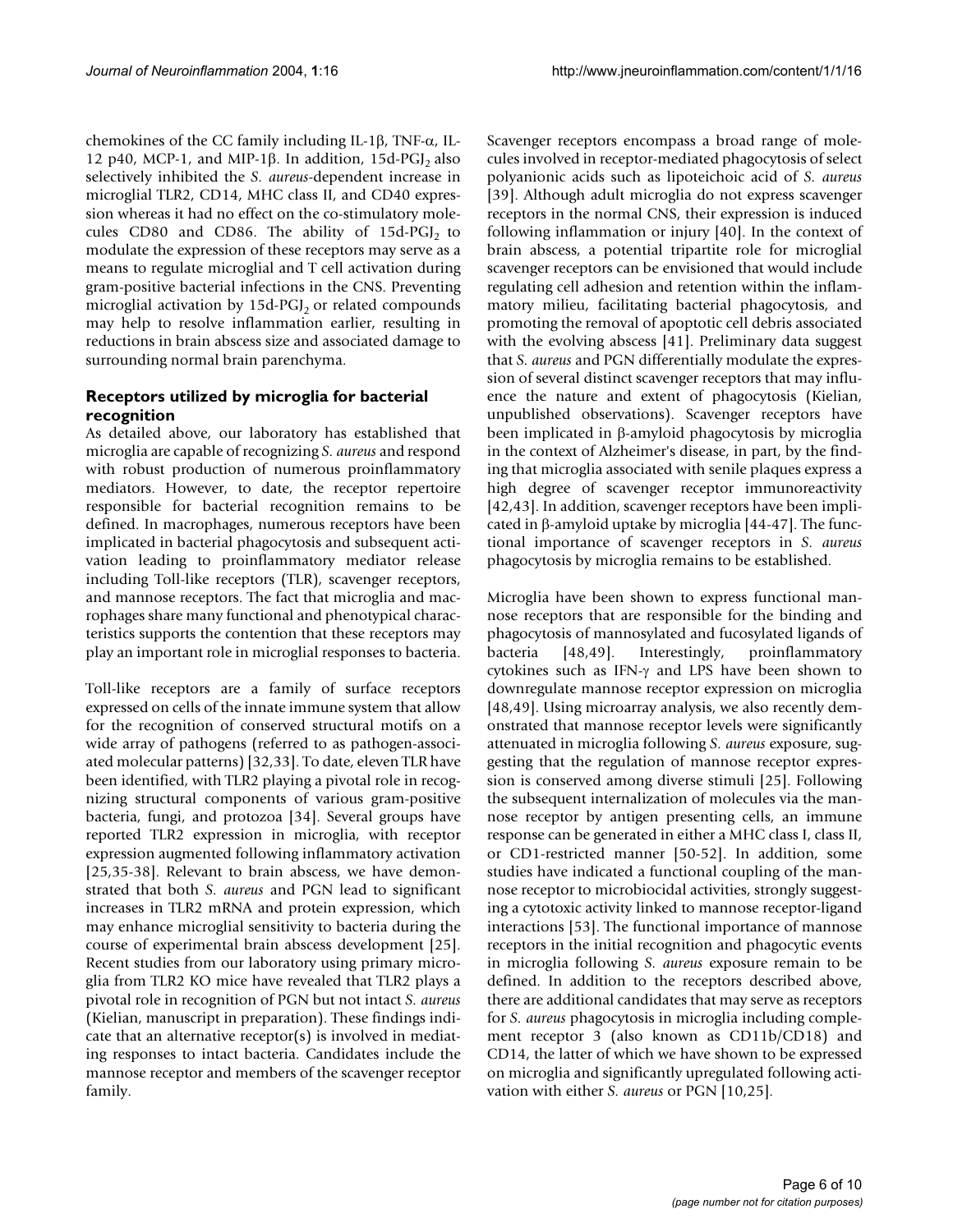chemokines of the CC family including IL-1β, TNF-α, IL-12 p40, MCP-1, and MIP-1β. In addition, 15d-$PGJ_2$ also selectively inhibited the *S. aureus*-dependent increase in microglial TLR2, CD14, MHC class II, and CD40 expression whereas it had no effect on the co-stimulatory molecules CD80 and CD86. The ability of 15d-$PGJ_2$ to modulate the expression of these receptors may serve as a means to regulate microglial and T cell activation during gram-positive bacterial infections in the CNS. Preventing microglial activation by 15d-$PGJ_2$ or related compounds may help to resolve inflammation earlier, resulting in reductions in brain abscess size and associated damage to surrounding normal brain parenchyma.

### Receptors utilized by microglia for bacterial recognition

As detailed above, our laboratory has established that microglia are capable of recognizing *S. aureus* and respond with robust production of numerous proinflammatory mediators. However, to date, the receptor repertoire responsible for bacterial recognition remains to be defined. In macrophages, numerous receptors have been implicated in bacterial phagocytosis and subsequent activation leading to proinflammatory mediator release including Toll-like receptors (TLR), scavenger receptors, and mannose receptors. The fact that microglia and macrophages share many functional and phenotypical characteristics supports the contention that these receptors may play an important role in microglial responses to bacteria.

Toll-like receptors are a family of surface receptors expressed on cells of the innate immune system that allow for the recognition of conserved structural motifs on a wide array of pathogens (referred to as pathogen-associated molecular patterns) [32,33]. To date, eleven TLR have been identified, with TLR2 playing a pivotal role in recognizing structural components of various gram-positive bacteria, fungi, and protozoa [34]. Several groups have reported TLR2 expression in microglia, with receptor expression augmented following inflammatory activation [25,35-38]. Relevant to brain abscess, we have demonstrated that both *S. aureus* and PGN lead to significant increases in TLR2 mRNA and protein expression, which may enhance microglial sensitivity to bacteria during the course of experimental brain abscess development [25]. Recent studies from our laboratory using primary microglia from TLR2 KO mice have revealed that TLR2 plays a pivotal role in recognition of PGN but not intact *S. aureus* (Kielian, manuscript in preparation). These findings indicate that an alternative receptor(s) is involved in mediating responses to intact bacteria. Candidates include the mannose receptor and members of the scavenger receptor family.

Scavenger receptors encompass a broad range of molecules involved in receptor-mediated phagocytosis of select polyanionic acids such as lipoteichoic acid of *S. aureus* [39]. Although adult microglia do not express scavenger receptors in the normal CNS, their expression is induced following inflammation or injury [40]. In the context of brain abscess, a potential tripartite role for microglial scavenger receptors can be envisioned that would include regulating cell adhesion and retention within the inflammatory milieu, facilitating bacterial phagocytosis, and promoting the removal of apoptotic cell debris associated with the evolving abscess [41]. Preliminary data suggest that *S. aureus* and PGN differentially modulate the expression of several distinct scavenger receptors that may influence the nature and extent of phagocytosis (Kielian, unpublished observations). Scavenger receptors have been implicated in β-amyloid phagocytosis by microglia in the context of Alzheimer's disease, in part, by the finding that microglia associated with senile plaques express a high degree of scavenger receptor immunoreactivity [42,43]. In addition, scavenger receptors have been implicated in β-amyloid uptake by microglia [44-47]. The functional importance of scavenger receptors in *S. aureus* phagocytosis by microglia remains to be established.

Microglia have been shown to express functional mannose receptors that are responsible for the binding and phagocytosis of mannosylated and fucosylated ligands of bacteria [48,49]. Interestingly, proinflammatory cytokines such as IFN-γ and LPS have been shown to downregulate mannose receptor expression on microglia [48,49]. Using microarray analysis, we also recently demonstrated that mannose receptor levels were significantly attenuated in microglia following *S. aureus* exposure, suggesting that the regulation of mannose receptor expression is conserved among diverse stimuli [25]. Following the subsequent internalization of molecules via the mannose receptor by antigen presenting cells, an immune response can be generated in either a MHC class I, class II, or CD1-restricted manner [50-52]. In addition, some studies have indicated a functional coupling of the mannose receptor to microbiocidal activities, strongly suggesting a cytotoxic activity linked to mannose receptor-ligand interactions [53]. The functional importance of mannose receptors in the initial recognition and phagocytic events in microglia following *S. aureus* exposure remain to be defined. In addition to the receptors described above, there are additional candidates that may serve as receptors for *S. aureus* phagocytosis in microglia including complement receptor 3 (also known as CD11b/CD18) and CD14, the latter of which we have shown to be expressed on microglia and significantly upregulated following activation with either *S. aureus* or PGN [10,25].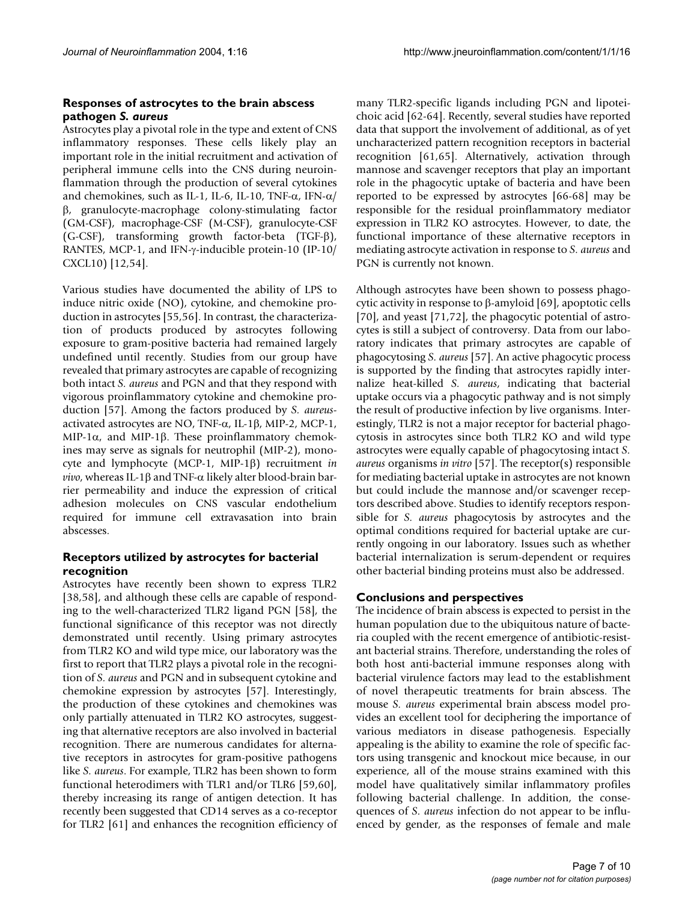### Responses of astrocytes to the brain abscess pathogen *S. aureus*

Astrocytes play a pivotal role in the type and extent of CNS inflammatory responses. These cells likely play an important role in the initial recruitment and activation of peripheral immune cells into the CNS during neuroinflammation through the production of several cytokines and chemokines, such as IL-1, IL-6, IL-10, TNF-α, IFN-α/β, granulocyte-macrophage colony-stimulating factor (GM-CSF), macrophage-CSF (M-CSF), granulocyte-CSF (G-CSF), transforming growth factor-beta (TGF-β), RANTES, MCP-1, and IFN-γ-inducible protein-10 (IP-10/CXCL10) [12,54].

Various studies have documented the ability of LPS to induce nitric oxide (NO), cytokine, and chemokine production in astrocytes [55,56]. In contrast, the characterization of products produced by astrocytes following exposure to gram-positive bacteria had remained largely undefined until recently. Studies from our group have revealed that primary astrocytes are capable of recognizing both intact *S. aureus* and PGN and that they respond with vigorous proinflammatory cytokine and chemokine production [57]. Among the factors produced by *S. aureus*-activated astrocytes are NO, TNF-α, IL-1β, MIP-2, MCP-1, MIP-1α, and MIP-1β. These proinflammatory chemokines may serve as signals for neutrophil (MIP-2), monocyte and lymphocyte (MCP-1, MIP-1β) recruitment *in vivo*, whereas IL-1β and TNF-α likely alter blood-brain barrier permeability and induce the expression of critical adhesion molecules on CNS vascular endothelium required for immune cell extravasation into brain abscesses.

### Receptors utilized by astrocytes for bacterial recognition

Astrocytes have recently been shown to express TLR2 [38,58], and although these cells are capable of responding to the well-characterized TLR2 ligand PGN [58], the functional significance of this receptor was not directly demonstrated until recently. Using primary astrocytes from TLR2 KO and wild type mice, our laboratory was the first to report that TLR2 plays a pivotal role in the recognition of *S. aureus* and PGN and in subsequent cytokine and chemokine expression by astrocytes [57]. Interestingly, the production of these cytokines and chemokines was only partially attenuated in TLR2 KO astrocytes, suggesting that alternative receptors are also involved in bacterial recognition. There are numerous candidates for alternative receptors in astrocytes for gram-positive pathogens like *S. aureus*. For example, TLR2 has been shown to form functional heterodimers with TLR1 and/or TLR6 [59,60], thereby increasing its range of antigen detection. It has recently been suggested that CD14 serves as a co-receptor for TLR2 [61] and enhances the recognition efficiency of many TLR2-specific ligands including PGN and lipoteichoic acid [62-64]. Recently, several studies have reported data that support the involvement of additional, as of yet uncharacterized pattern recognition receptors in bacterial recognition [61,65]. Alternatively, activation through mannose and scavenger receptors that play an important role in the phagocytic uptake of bacteria and have been reported to be expressed by astrocytes [66-68] may be responsible for the residual proinflammatory mediator expression in TLR2 KO astrocytes. However, to date, the functional importance of these alternative receptors in mediating astrocyte activation in response to *S. aureus* and PGN is currently not known.

Although astrocytes have been shown to possess phagocytic activity in response to β-amyloid [69], apoptotic cells [70], and yeast [71,72], the phagocytic potential of astrocytes is still a subject of controversy. Data from our laboratory indicates that primary astrocytes are capable of phagocytosing *S. aureus* [57]. An active phagocytic process is supported by the finding that astrocytes rapidly internalize heat-killed *S. aureus*, indicating that bacterial uptake occurs via a phagocytic pathway and is not simply the result of productive infection by live organisms. Interestingly, TLR2 is not a major receptor for bacterial phagocytosis in astrocytes since both TLR2 KO and wild type astrocytes were equally capable of phagocytosing intact *S. aureus* organisms *in vitro* [57]. The receptor(s) responsible for mediating bacterial uptake in astrocytes are not known but could include the mannose and/or scavenger receptors described above. Studies to identify receptors responsible for *S. aureus* phagocytosis by astrocytes and the optimal conditions required for bacterial uptake are currently ongoing in our laboratory. Issues such as whether bacterial internalization is serum-dependent or requires other bacterial binding proteins must also be addressed.

### Conclusions and perspectives

The incidence of brain abscess is expected to persist in the human population due to the ubiquitous nature of bacteria coupled with the recent emergence of antibiotic-resistant bacterial strains. Therefore, understanding the roles of both host anti-bacterial immune responses along with bacterial virulence factors may lead to the establishment of novel therapeutic treatments for brain abscess. The mouse *S. aureus* experimental brain abscess model provides an excellent tool for deciphering the importance of various mediators in disease pathogenesis. Especially appealing is the ability to examine the role of specific factors using transgenic and knockout mice because, in our experience, all of the mouse strains examined with this model have qualitatively similar inflammatory profiles following bacterial challenge. In addition, the consequences of *S. aureus* infection do not appear to be influenced by gender, as the responses of female and male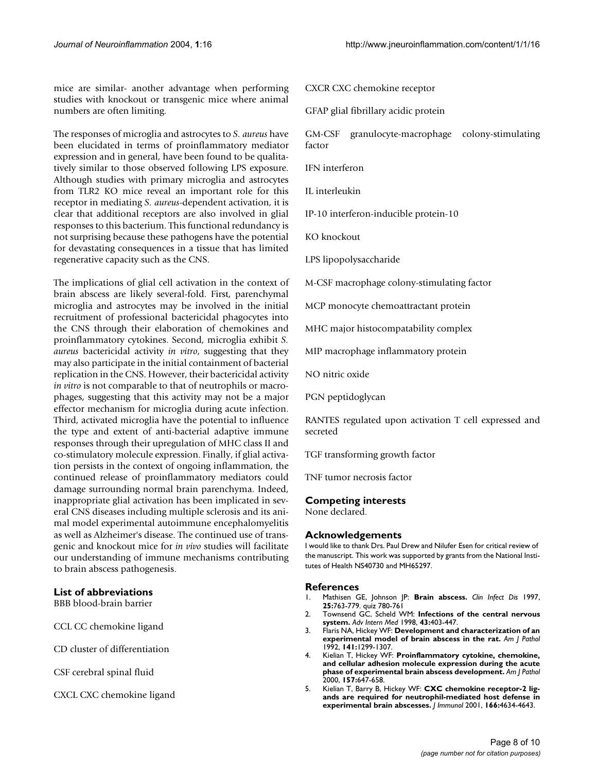mice are similar- another advantage when performing studies with knockout or transgenic mice where animal numbers are often limiting.

The responses of microglia and astrocytes to *S. aureus* have been elucidated in terms of proinflammatory mediator expression and in general, have been found to be qualitatively similar to those observed following LPS exposure. Although studies with primary microglia and astrocytes from TLR2 KO mice reveal an important role for this receptor in mediating *S. aureus*-dependent activation, it is clear that additional receptors are also involved in glial responses to this bacterium. This functional redundancy is not surprising because these pathogens have the potential for devastating consequences in a tissue that has limited regenerative capacity such as the CNS.

The implications of glial cell activation in the context of brain abscess are likely several-fold. First, parenchymal microglia and astrocytes may be involved in the initial recruitment of professional bactericidal phagocytes into the CNS through their elaboration of chemokines and proinflammatory cytokines. Second, microglia exhibit *S. aureus* bactericidal activity *in vitro*, suggesting that they may also participate in the initial containment of bacterial replication in the CNS. However, their bactericidal activity *in vitro* is not comparable to that of neutrophils or macrophages, suggesting that this activity may not be a major effector mechanism for microglia during acute infection. Third, activated microglia have the potential to influence the type and extent of anti-bacterial adaptive immune responses through their upregulation of MHC class II and co-stimulatory molecule expression. Finally, if glial activation persists in the context of ongoing inflammation, the continued release of proinflammatory mediators could damage surrounding normal brain parenchyma. Indeed, inappropriate glial activation has been implicated in several CNS diseases including multiple sclerosis and its animal model experimental autoimmune encephalomyelitis as well as Alzheimer's disease. The continued use of transgenic and knockout mice for *in vivo* studies will facilitate our understanding of immune mechanisms contributing to brain abscess pathogenesis.

## List of abbreviations

BBB blood-brain barrier

CCL CC chemokine ligand

CD cluster of differentiation

CSF cerebral spinal fluid

CXCL CXC chemokine ligand

CXCR CXC chemokine receptor

GFAP glial fibrillary acidic protein

GM-CSF granulocyte-macrophage colony-stimulating factor

IFN interferon

IL interleukin

IP-10 interferon-inducible protein-10

KO knockout

LPS lipopolysaccharide

M-CSF macrophage colony-stimulating factor

MCP monocyte chemoattractant protein

MHC major histocompatability complex

MIP macrophage inflammatory protein

NO nitric oxide

PGN peptidoglycan

RANTES regulated upon activation T cell expressed and secreted

TGF transforming growth factor

TNF tumor necrosis factor

## Competing interests

None declared.

## Acknowledgements

I would like to thank Drs. Paul Drew and Nilufer Esen for critical review of the manuscript. This work was supported by grants from the National Institutes of Health NS40730 and MH65297.

## References

1. Mathisen GE, Johnson JP: **Brain abscess.** *Clin Infect Dis* 1997, **25:**763-779. quiz 780-761
2. Townsend GC, Scheld WM: **Infections of the central nervous system.** *Adv Intern Med* 1998, **43:**403-447.
3. Flaris NA, Hickey WF: **Development and characterization of an experimental model of brain abscess in the rat.** *Am J Pathol* 1992, **141:**1299-1307.
4. Kielian T, Hickey WF: **Proinflammatory cytokine, chemokine, and cellular adhesion molecule expression during the acute phase of experimental brain abscess development.** *Am J Pathol* 2000, **157:**647-658.
5. Kielian T, Barry B, Hickey WF: **CXC chemokine receptor-2 ligands are required for neutrophil-mediated host defense in experimental brain abscesses.** *J Immunol* 2001, **166:**4634-4643.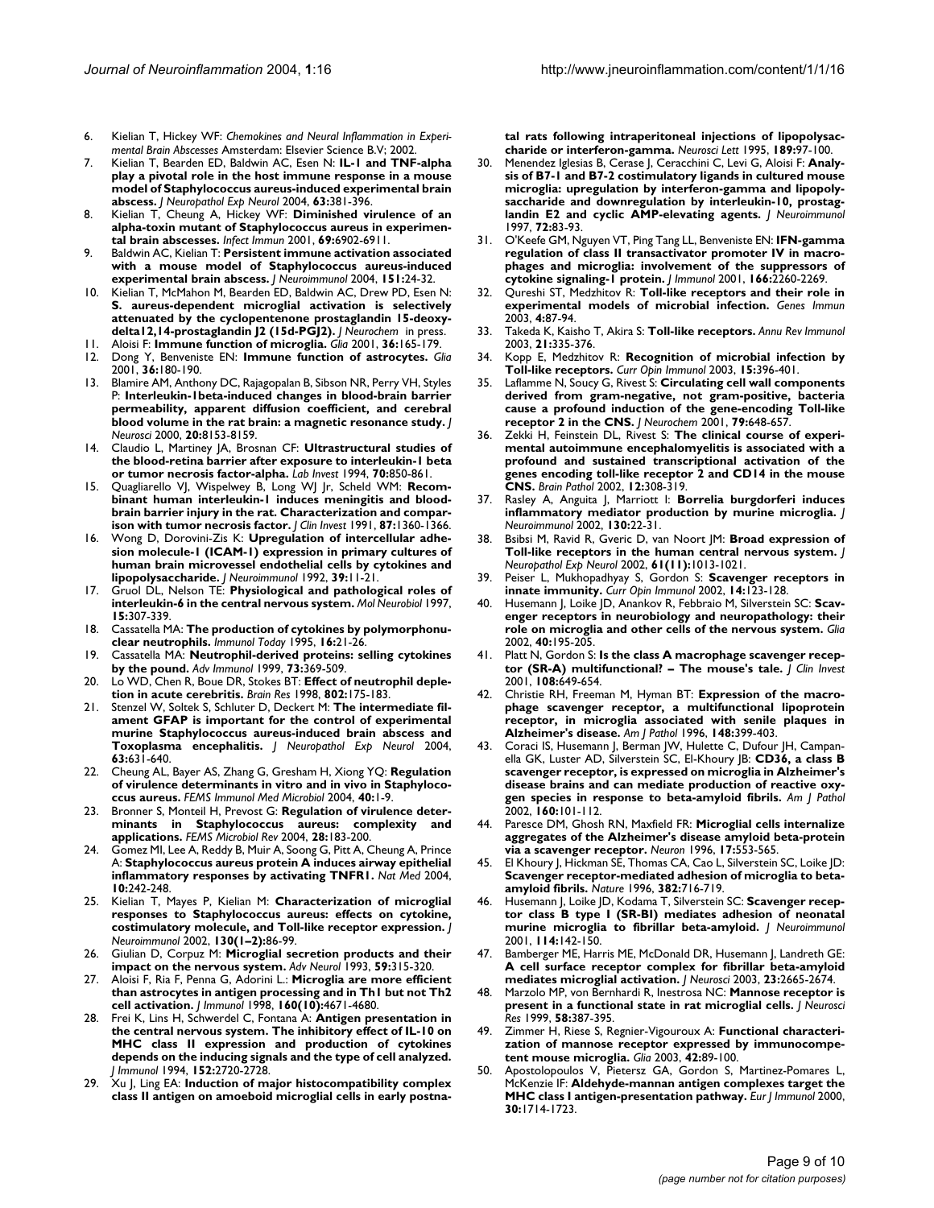6. Kielian T, Hickey WF: *Chemokines and Neural Inflammation in Experimental Brain Abscesses* Amsterdam: Elsevier Science B.V; 2002.
7. Kielian T, Bearden ED, Baldwin AC, Esen N: **IL-1 and TNF-alpha play a pivotal role in the host immune response in a mouse model of Staphylococcus aureus-induced experimental brain abscess.** *J Neuropathol Exp Neurol* 2004, **63:**381-396.
8. Kielian T, Cheung A, Hickey WF: **Diminished virulence of an alpha-toxin mutant of Staphylococcus aureus in experimental brain abscesses.** *Infect Immun* 2001, **69:**6902-6911.
9. Baldwin AC, Kielian T: **Persistent immune activation associated with a mouse model of Staphylococcus aureus-induced experimental brain abscess.** *J Neuroimmunol* 2004, **151:**24-32.
10. Kielian T, McMahon M, Bearden ED, Baldwin AC, Drew PD, Esen N: **S. aureus-dependent microglial activation is selectively attenuated by the cyclopentenone prostaglandin 15-deoxy-delta12,14-prostaglandin J2 (15d-PGJ2).** *J Neurochem* in press.
11. Aloisi F: **Immune function of microglia.** *Glia* 2001, **36:**165-179.
12. Dong Y, Benveniste EN: **Immune function of astrocytes.** *Glia* 2001, **36:**180-190.
13. Blamire AM, Anthony DC, Rajagopalan B, Sibson NR, Perry VH, Styles P: **Interleukin-1beta-induced changes in blood-brain barrier permeability, apparent diffusion coefficient, and cerebral blood volume in the rat brain: a magnetic resonance study.** *J Neurosci* 2000, **20:**8153-8159.
14. Claudio L, Martiney JA, Brosnan CF: **Ultrastructural studies of the blood-retina barrier after exposure to interleukin-1 beta or tumor necrosis factor-alpha.** *Lab Invest* 1994, **70:**850-861.
15. Quagliarello VJ, Wispelwey B, Long WJ Jr, Scheld WM: **Recombinant human interleukin-1 induces meningitis and blood-brain barrier injury in the rat. Characterization and comparison with tumor necrosis factor.** *J Clin Invest* 1991, **87:**1360-1366.
16. Wong D, Dorovini-Zis K: **Upregulation of intercellular adhesion molecule-1 (ICAM-1) expression in primary cultures of human brain microvessel endothelial cells by cytokines and lipopolysaccharide.** *J Neuroimmunol* 1992, **39:**11-21.
17. Gruol DL, Nelson TE: **Physiological and pathological roles of interleukin-6 in the central nervous system.** *Mol Neurobiol* 1997, **15:**307-339.
18. Cassatella MA: **The production of cytokines by polymorphonuclear neutrophils.** *Immunol Today* 1995, **16:**21-26.
19. Cassatella MA: **Neutrophil-derived proteins: selling cytokines by the pound.** *Adv Immunol* 1999, **73:**369-509.
20. Lo WD, Chen R, Boue DR, Stokes BT: **Effect of neutrophil depletion in acute cerebritis.** *Brain Res* 1998, **802:**175-183.
21. Stenzel W, Soltek S, Schluter D, Deckert M: **The intermediate filament GFAP is important for the control of experimental murine Staphylococcus aureus-induced brain abscess and Toxoplasma encephalitis.** *J Neuropathol Exp Neurol* 2004, **63:**631-640.
22. Cheung AL, Bayer AS, Zhang G, Gresham H, Xiong YQ: **Regulation of virulence determinants in vitro and in vivo in Staphylococcus aureus.** *FEMS Immunol Med Microbiol* 2004, **40:**1-9.
23. Bronner S, Monteil H, Prevost G: **Regulation of virulence determinants in Staphylococcus aureus: complexity and applications.** *FEMS Microbiol Rev* 2004, **28:**183-200.
24. Gomez MI, Lee A, Reddy B, Muir A, Soong G, Pitt A, Cheung A, Prince A: **Staphylococcus aureus protein A induces airway epithelial inflammatory responses by activating TNFR1.** *Nat Med* 2004, **10:**242-248.
25. Kielian T, Mayes P, Kielian M: **Characterization of microglial responses to Staphylococcus aureus: effects on cytokine, costimulatory molecule, and Toll-like receptor expression.** *J Neuroimmunol* 2002, **130(1–2):**86-99.
26. Giulian D, Corpuz M: **Microglial secretion products and their impact on the nervous system.** *Adv Neurol* 1993, **59:**315-320.
27. Aloisi F, Ria F, Penna G, Adorini L.: **Microglia are more efficient than astrocytes in antigen processing and in Th1 but not Th2 cell activation.** *J Immunol* 1998, **160(10):**4671-4680.
28. Frei K, Lins H, Schwerdel C, Fontana A: **Antigen presentation in the central nervous system. The inhibitory effect of IL-10 on MHC class II expression and production of cytokines depends on the inducing signals and the type of cell analyzed.** *J Immunol* 1994, **152:**2720-2728.
29. Xu J, Ling EA: **Induction of major histocompatibility complex class II antigen on amoeboid microglial cells in early postnatal rats following intraperitoneal injections of lipopolysaccharide or interferon-gamma.** *Neurosci Lett* 1995, **189:**97-100.
30. Menendez Iglesias B, Cerase J, Ceracchini C, Levi G, Aloisi F: **Analysis of B7-1 and B7-2 costimulatory ligands in cultured mouse microglia: upregulation by interferon-gamma and lipopolysaccharide and downregulation by interleukin-10, prostaglandin E2 and cyclic AMP-elevating agents.** *J Neuroimmunol* 1997, **72:**83-93.
31. O'Keefe GM, Nguyen VT, Ping Tang LL, Benveniste EN: **IFN-gamma regulation of class II transactivator promoter IV in macrophages and microglia: involvement of the suppressors of cytokine signaling-1 protein.** *J Immunol* 2001, **166:**2260-2269.
32. Qureshi ST, Medzhitov R: **Toll-like receptors and their role in experimental models of microbial infection.** *Genes Immun* 2003, **4:**87-94.
33. Takeda K, Kaisho T, Akira S: **Toll-like receptors.** *Annu Rev Immunol* 2003, **21:**335-376.
34. Kopp E, Medzhitov R: **Recognition of microbial infection by Toll-like receptors.** *Curr Opin Immunol* 2003, **15:**396-401.
35. Laflamme N, Soucy G, Rivest S: **Circulating cell wall components derived from gram-negative, not gram-positive, bacteria cause a profound induction of the gene-encoding Toll-like receptor 2 in the CNS.** *J Neurochem* 2001, **79:**648-657.
36. Zekki H, Feinstein DL, Rivest S: **The clinical course of experimental autoimmune encephalomyelitis is associated with a profound and sustained transcriptional activation of the genes encoding toll-like receptor 2 and CD14 in the mouse CNS.** *Brain Pathol* 2002, **12:**308-319.
37. Rasley A, Anguita J, Marriott I: **Borrelia burgdorferi induces inflammatory mediator production by murine microglia.** *J Neuroimmunol* 2002, **130:**22-31.
38. Bsibsi M, Ravid R, Gveric D, van Noort JM: **Broad expression of Toll-like receptors in the human central nervous system.** *J Neuropathol Exp Neurol* 2002, **61(11):**1013-1021.
39. Peiser L, Mukhopadhyay S, Gordon S: **Scavenger receptors in innate immunity.** *Curr Opin Immunol* 2002, **14:**123-128.
40. Husemann J, Loike JD, Anankov R, Febbraio M, Silverstein SC: **Scavenger receptors in neurobiology and neuropathology: their role on microglia and other cells of the nervous system.** *Glia* 2002, **40:**195-205.
41. Platt N, Gordon S: **Is the class A macrophage scavenger receptor (SR-A) multifunctional? – The mouse's tale.** *J Clin Invest* 2001, **108:**649-654.
42. Christie RH, Freeman M, Hyman BT: **Expression of the macrophage scavenger receptor, a multifunctional lipoprotein receptor, in microglia associated with senile plaques in Alzheimer's disease.** *Am J Pathol* 1996, **148:**399-403.
43. Coraci IS, Husemann J, Berman JW, Hulette C, Dufour JH, Campanella GK, Luster AD, Silverstein SC, El-Khoury JB: **CD36, a class B scavenger receptor, is expressed on microglia in Alzheimer's disease brains and can mediate production of reactive oxygen species in response to beta-amyloid fibrils.** *Am J Pathol* 2002, **160:**101-112.
44. Paresce DM, Ghosh RN, Maxfield FR: **Microglial cells internalize aggregates of the Alzheimer's disease amyloid beta-protein via a scavenger receptor.** *Neuron* 1996, **17:**553-565.
45. El Khoury J, Hickman SE, Thomas CA, Cao L, Silverstein SC, Loike JD: **Scavenger receptor-mediated adhesion of microglia to beta-amyloid fibrils.** *Nature* 1996, **382:**716-719.
46. Husemann J, Loike JD, Kodama T, Silverstein SC: **Scavenger receptor class B type I (SR-BI) mediates adhesion of neonatal murine microglia to fibrillar beta-amyloid.** *J Neuroimmunol* 2001, **114:**142-150.
47. Bamberger ME, Harris ME, McDonald DR, Husemann J, Landreth GE: **A cell surface receptor complex for fibrillar beta-amyloid mediates microglial activation.** *J Neurosci* 2003, **23:**2665-2674.
48. Marzolo MP, von Bernhardi R, Inestrosa NC: **Mannose receptor is present in a functional state in rat microglial cells.** *J Neurosci Res* 1999, **58:**387-395.
49. Zimmer H, Riese S, Regnier-Vigouroux A: **Functional characterization of mannose receptor expressed by immunocompetent mouse microglia.** *Glia* 2003, **42:**89-100.
50. Apostolopoulos V, Pietersz GA, Gordon S, Martinez-Pomares L, McKenzie IF: **Aldehyde-mannan antigen complexes target the MHC class I antigen-presentation pathway.** *Eur J Immunol* 2000, **30:**1714-1723.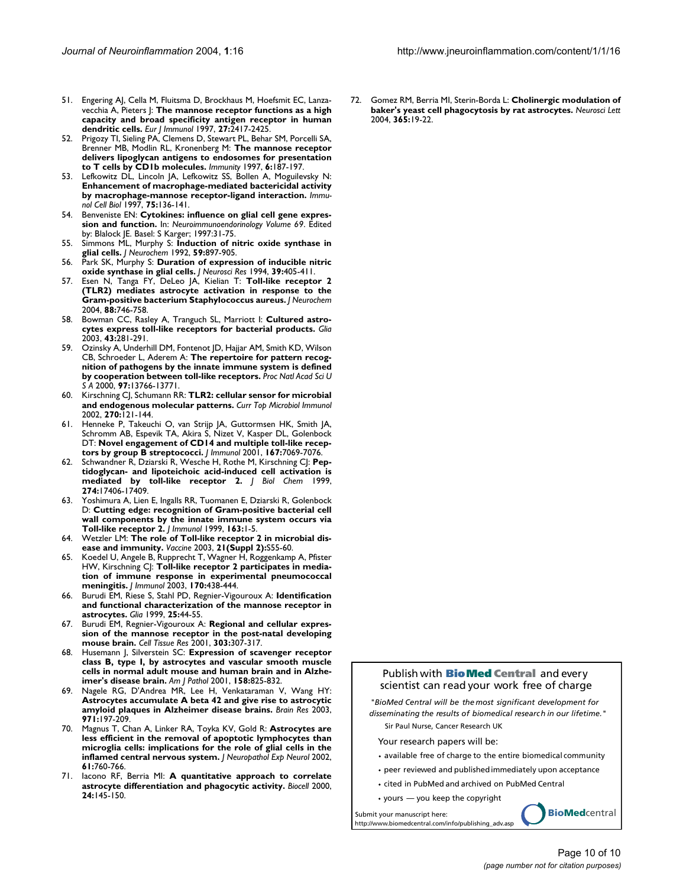51. Engering AJ, Cella M, Fluitsma D, Brockhaus M, Hoefsmit EC, Lanzavecchia A, Pieters J: **The mannose receptor functions as a high capacity and broad specificity antigen receptor in human dendritic cells.** *Eur J Immunol* 1997, **27:**2417-2425.
52. Prigozy TI, Sieling PA, Clemens D, Stewart PL, Behar SM, Porcelli SA, Brenner MB, Modlin RL, Kronenberg M: **The mannose receptor delivers lipoglycan antigens to endosomes for presentation to T cells by CD1b molecules.** *Immunity* 1997, **6:**187-197.
53. Lefkowitz DL, Lincoln JA, Lefkowitz SS, Bollen A, Moguilevsky N: **Enhancement of macrophage-mediated bactericidal activity by macrophage-mannose receptor-ligand interaction.** *Immunol Cell Biol* 1997, **75:**136-141.
54. Benveniste EN: **Cytokines: influence on glial cell gene expression and function.** In: *Neuroimmunoendorinology Volume 69*. Edited by: Blalock JE. Basel: S Karger; 1997:31-75.
55. Simmons ML, Murphy S: **Induction of nitric oxide synthase in glial cells.** *J Neurochem* 1992, **59:**897-905.
56. Park SK, Murphy S: **Duration of expression of inducible nitric oxide synthase in glial cells.** *J Neurosci Res* 1994, **39:**405-411.
57. Esen N, Tanga FY, DeLeo JA, Kielian T: **Toll-like receptor 2 (TLR2) mediates astrocyte activation in response to the Gram-positive bacterium Staphylococcus aureus.** *J Neurochem* 2004, **88:**746-758.
58. Bowman CC, Rasley A, Tranguch SL, Marriott I: **Cultured astrocytes express toll-like receptors for bacterial products.** *Glia* 2003, **43:**281-291.
59. Ozinsky A, Underhill DM, Fontenot JD, Hajjar AM, Smith KD, Wilson CB, Schroeder L, Aderem A: **The repertoire for pattern recognition of pathogens by the innate immune system is defined by cooperation between toll-like receptors.** *Proc Natl Acad Sci U S A* 2000, **97:**13766-13771.
60. Kirschning CJ, Schumann RR: **TLR2: cellular sensor for microbial and endogenous molecular patterns.** *Curr Top Microbiol Immunol* 2002, **270:**121-144.
61. Henneke P, Takeuchi O, van Strijp JA, Guttormsen HK, Smith JA, Schromm AB, Espevik TA, Akira S, Nizet V, Kasper DL, Golenbock DT: **Novel engagement of CD14 and multiple toll-like receptors by group B streptococci.** *J Immunol* 2001, **167:**7069-7076.
62. Schwandner R, Dziarski R, Wesche H, Rothe M, Kirschning CJ: **Peptidoglycan- and lipoteichoic acid-induced cell activation is mediated by toll-like receptor 2.** *J Biol Chem* 1999, **274:**17406-17409.
63. Yoshimura A, Lien E, Ingalls RR, Tuomanen E, Dziarski R, Golenbock D: **Cutting edge: recognition of Gram-positive bacterial cell wall components by the innate immune system occurs via Toll-like receptor 2.** *J Immunol* 1999, **163:**1-5.
64. Wetzler LM: **The role of Toll-like receptor 2 in microbial disease and immunity.** *Vaccine* 2003, **21(Suppl 2):**S55-60.
65. Koedel U, Angele B, Rupprecht T, Wagner H, Roggenkamp A, Pfister HW, Kirschning CJ: **Toll-like receptor 2 participates in mediation of immune response in experimental pneumococcal meningitis.** *J Immunol* 2003, **170:**438-444.
66. Burudi EM, Riese S, Stahl PD, Regnier-Vigouroux A: **Identification and functional characterization of the mannose receptor in astrocytes.** *Glia* 1999, **25:**44-55.
67. Burudi EM, Regnier-Vigouroux A: **Regional and cellular expression of the mannose receptor in the post-natal developing mouse brain.** *Cell Tissue Res* 2001, **303:**307-317.
68. Husemann J, Silverstein SC: **Expression of scavenger receptor class B, type I, by astrocytes and vascular smooth muscle cells in normal adult mouse and human brain and in Alzheimer's disease brain.** *Am J Pathol* 2001, **158:**825-832.
69. Nagele RG, D'Andrea MR, Lee H, Venkataraman V, Wang HY: **Astrocytes accumulate A beta 42 and give rise to astrocytic amyloid plaques in Alzheimer disease brains.** *Brain Res* 2003, **971:**197-209.
70. Magnus T, Chan A, Linker RA, Toyka KV, Gold R: **Astrocytes are less efficient in the removal of apoptotic lymphocytes than microglia cells: implications for the role of glial cells in the inflamed central nervous system.** *J Neuropathol Exp Neurol* 2002, **61:**760-766.
71. Iacono RF, Berria MI: **A quantitative approach to correlate astrocyte differentiation and phagocytic activity.** *Biocell* 2000, **24:**145-150.
72. Gomez RM, Berria MI, Sterin-Borda L: **Cholinergic modulation of baker's yeast cell phagocytosis by rat astrocytes.** *Neurosci Lett* 2004, **365:**19-22.

Publish with **BioMed Central** and every scientist can read your work free of charge

*"BioMed Central will be the most significant development for disseminating the results of biomedical research in our lifetime."*
Sir Paul Nurse, Cancer Research UK

Your research papers will be:

- available free of charge to the entire biomedical community
- peer reviewed and published immediately upon acceptance
- cited in PubMed and archived on PubMed Central
- yours — you keep the copyright

Submit your manuscript here:
http://www.biomedcentral.com/info/publishing_adv.asp

BioMedcentral